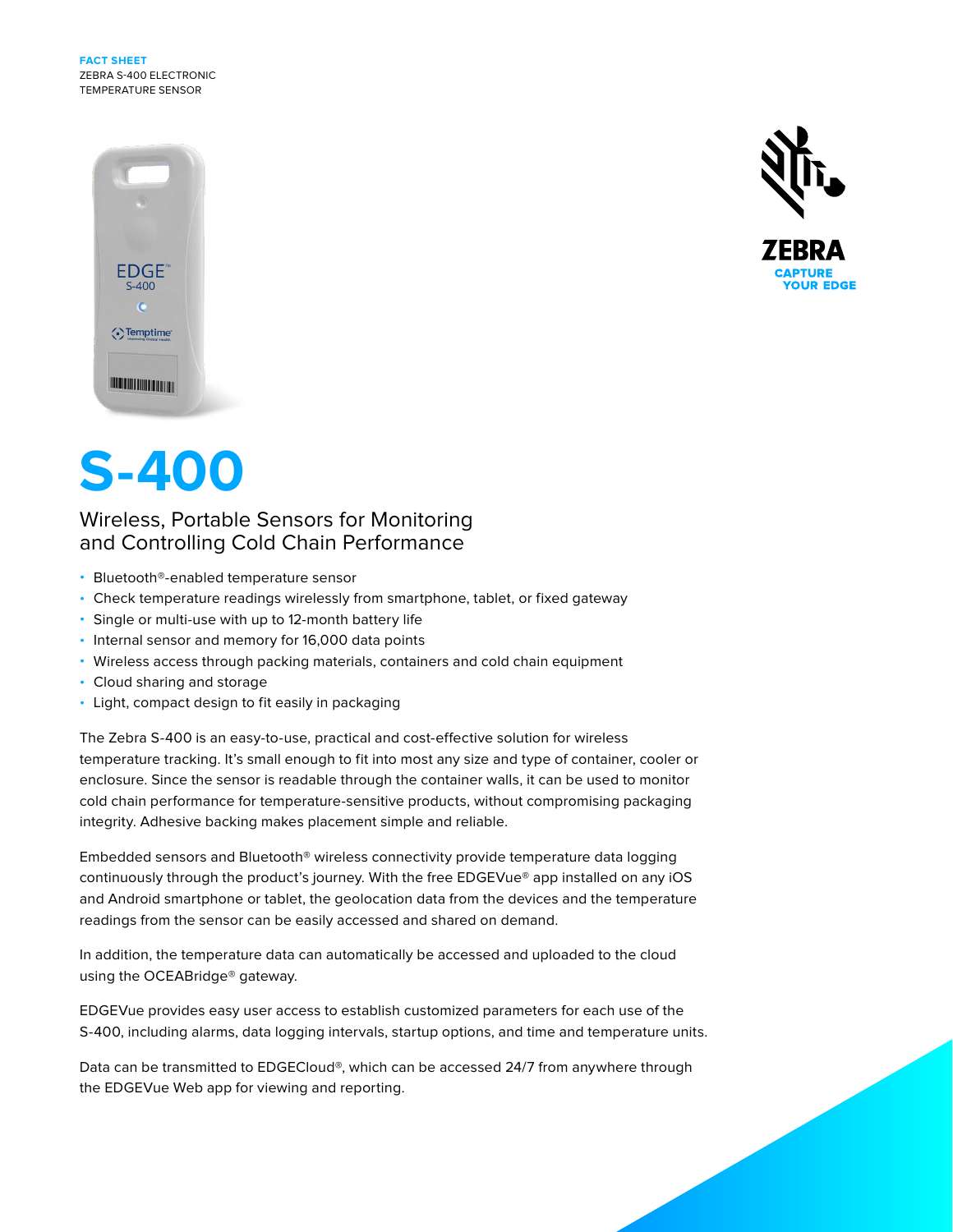**FACT SHEET**
ZEBRA S-400 ELECTRONIC TEMPERATURE SENSOR

# S-400

## Wireless, Portable Sensors for Monitoring and Controlling Cold Chain Performance

- Bluetooth®-enabled temperature sensor
- Check temperature readings wirelessly from smartphone, tablet, or fixed gateway
- Single or multi-use with up to 12-month battery life
- Internal sensor and memory for 16,000 data points
- Wireless access through packing materials, containers and cold chain equipment
- Cloud sharing and storage
- Light, compact design to fit easily in packaging

The Zebra S-400 is an easy-to-use, practical and cost-effective solution for wireless temperature tracking. It's small enough to fit into most any size and type of container, cooler or enclosure. Since the sensor is readable through the container walls, it can be used to monitor cold chain performance for temperature-sensitive products, without compromising packaging integrity. Adhesive backing makes placement simple and reliable.

Embedded sensors and Bluetooth® wireless connectivity provide temperature data logging continuously through the product's journey. With the free EDGEVue® app installed on any iOS and Android smartphone or tablet, the geolocation data from the devices and the temperature readings from the sensor can be easily accessed and shared on demand.

In addition, the temperature data can automatically be accessed and uploaded to the cloud using the OCEABridge® gateway.

EDGEVue provides easy user access to establish customized parameters for each use of the S-400, including alarms, data logging intervals, startup options, and time and temperature units.

Data can be transmitted to EDGECloud®, which can be accessed 24/7 from anywhere through the EDGEVue Web app for viewing and reporting.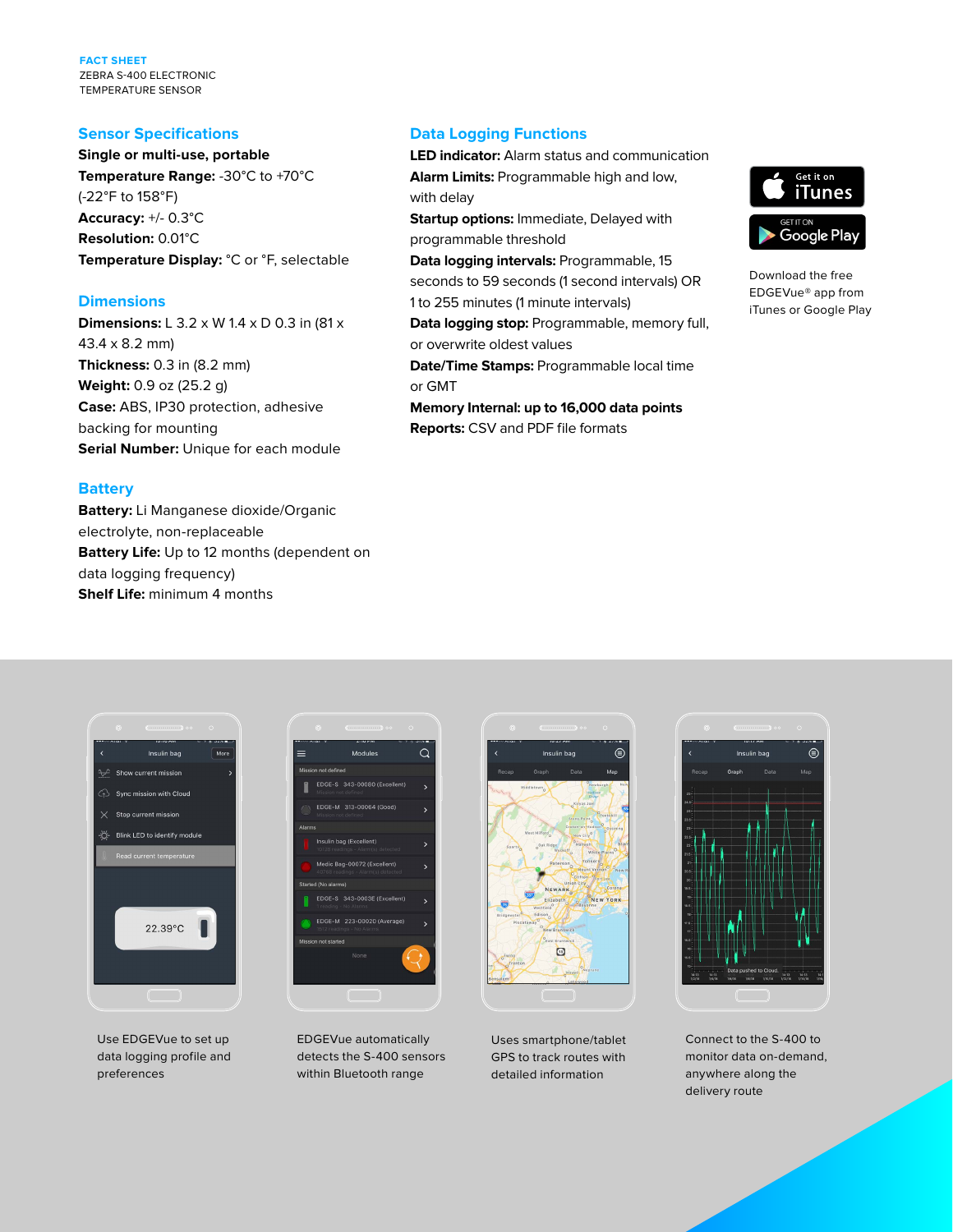FACT SHEET
ZEBRA S-400 ELECTRONIC TEMPERATURE SENSOR

## Sensor Specifications

**Single or multi-use, portable**
**Temperature Range:** -30°C to +70°C (-22°F to 158°F)
**Accuracy:** +/- 0.3°C
**Resolution:** 0.01°C
**Temperature Display:** °C or °F, selectable

## Dimensions

**Dimensions:** L 3.2 x W 1.4 x D 0.3 in (81 x 43.4 x 8.2 mm)
**Thickness:** 0.3 in (8.2 mm)
**Weight:** 0.9 oz (25.2 g)
**Case:** ABS, IP30 protection, adhesive backing for mounting
**Serial Number:** Unique for each module

## Battery

**Battery:** Li Manganese dioxide/Organic electrolyte, non-replaceable
**Battery Life:** Up to 12 months (dependent on data logging frequency)
**Shelf Life:** minimum 4 months

## Data Logging Functions

**LED indicator:** Alarm status and communication
**Alarm Limits:** Programmable high and low, with delay
**Startup options:** Immediate, Delayed with programmable threshold
**Data logging intervals:** Programmable, 15 seconds to 59 seconds (1 second intervals) OR 1 to 255 minutes (1 minute intervals)
**Data logging stop:** Programmable, memory full, or overwrite oldest values
**Date/Time Stamps:** Programmable local time or GMT
**Memory Internal: up to 16,000 data points**
**Reports:** CSV and PDF file formats

Get it on iTunes
GET IT ON Google Play

Download the free EDGEVue® app from iTunes or Google Play

Use EDGEVue to set up data logging profile and preferences

EDGEVue automatically detects the S-400 sensors within Bluetooth range

Uses smartphone/tablet GPS to track routes with detailed information

Connect to the S-400 to monitor data on-demand, anywhere along the delivery route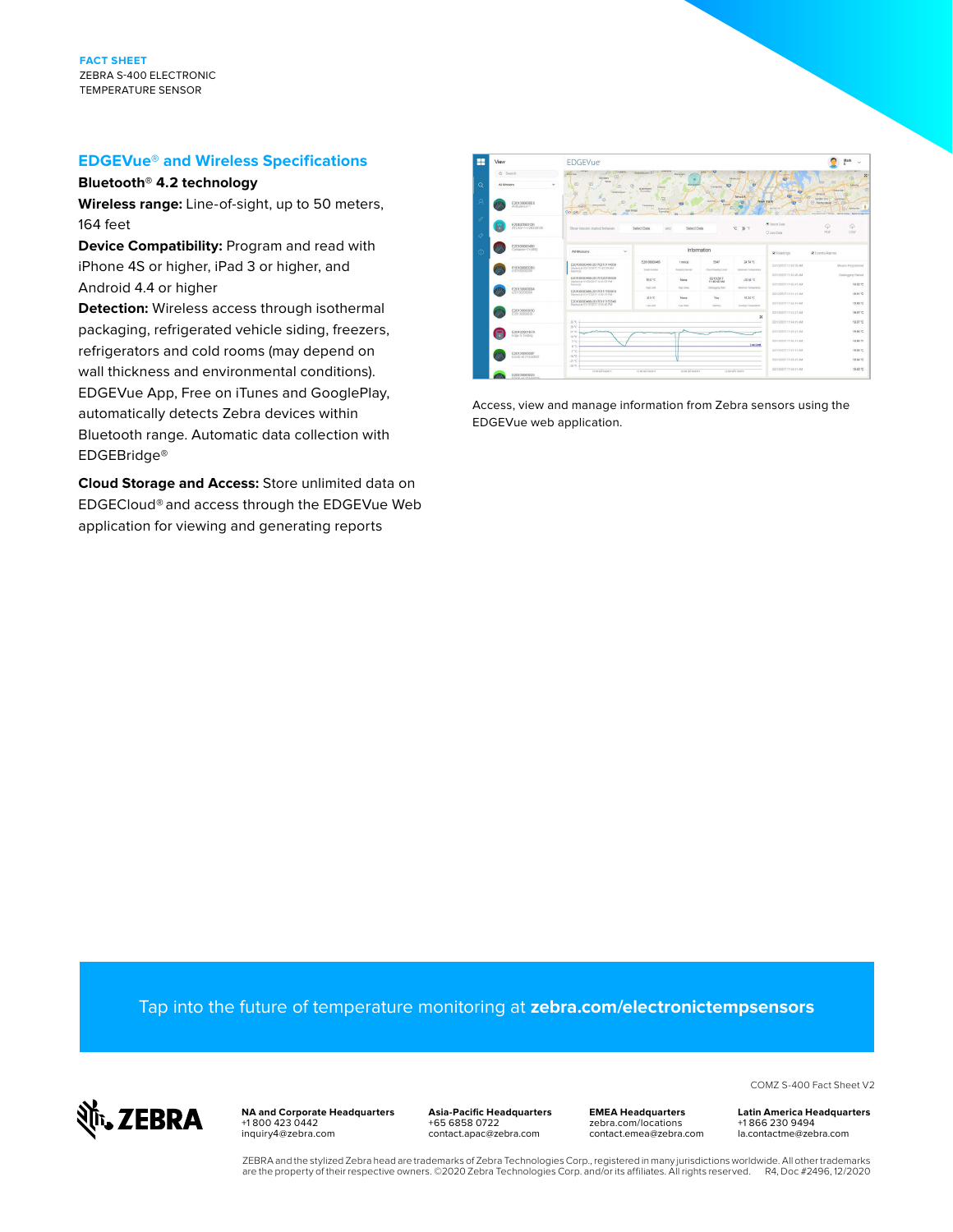FACT SHEET
ZEBRA S-400 ELECTRONIC TEMPERATURE SENSOR

## EDGEVue® and Wireless Specifications

**Bluetooth® 4.2 technology**

**Wireless range:** Line-of-sight, up to 50 meters, 164 feet

**Device Compatibility:** Program and read with iPhone 4S or higher, iPad 3 or higher, and Android 4.4 or higher

**Detection:** Wireless access through isothermal packaging, refrigerated vehicle siding, freezers, refrigerators and cold rooms (may depend on wall thickness and environmental conditions). EDGEVue App, Free on iTunes and GooglePlay, automatically detects Zebra devices within Bluetooth range. Automatic data collection with EDGEBridge®

**Cloud Storage and Access:** Store unlimited data on EDGECloud® and access through the EDGEVue Web application for viewing and generating reports

Access, view and manage information from Zebra sensors using the EDGEVue web application.

Tap into the future of temperature monitoring at **zebra.com/electronictempsensors**

COMZ S-400 Fact Sheet V2

**NA and Corporate Headquarters**
+1 800 423 0442
inquiry4@zebra.com

**Asia-Pacific Headquarters**
+65 6858 0722
contact.apac@zebra.com

**EMEA Headquarters**
zebra.com/locations
contact.emea@zebra.com

**Latin America Headquarters**
+1 866 230 9494
la.contactme@zebra.com

ZEBRA and the stylized Zebra head are trademarks of Zebra Technologies Corp., registered in many jurisdictions worldwide. All other trademarks are the property of their respective owners. ©2020 Zebra Technologies Corp. and/or its affiliates. All rights reserved. R4, Doc #2496, 12/2020